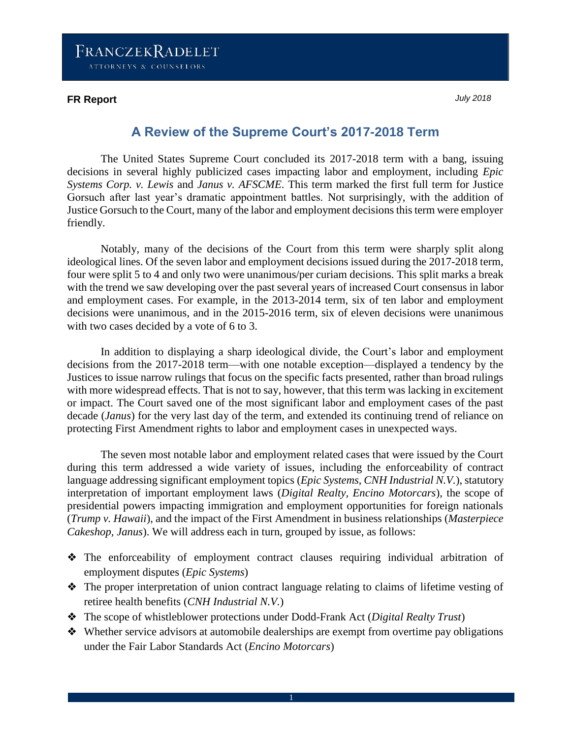FRANCZEKRADELET

ATTORNEYS & COUNSELORS

**FR Report**

*July 2018*

## A Review of the Supreme Court's 2017-2018 Term

The United States Supreme Court concluded its 2017-2018 term with a bang, issuing decisions in several highly publicized cases impacting labor and employment, including *Epic Systems Corp. v. Lewis* and *Janus v. AFSCME*. This term marked the first full term for Justice Gorsuch after last year's dramatic appointment battles. Not surprisingly, with the addition of Justice Gorsuch to the Court, many of the labor and employment decisions this term were employer friendly.

Notably, many of the decisions of the Court from this term were sharply split along ideological lines. Of the seven labor and employment decisions issued during the 2017-2018 term, four were split 5 to 4 and only two were unanimous/per curiam decisions. This split marks a break with the trend we saw developing over the past several years of increased Court consensus in labor and employment cases. For example, in the 2013-2014 term, six of ten labor and employment decisions were unanimous, and in the 2015-2016 term, six of eleven decisions were unanimous with two cases decided by a vote of 6 to 3.

In addition to displaying a sharp ideological divide, the Court's labor and employment decisions from the 2017-2018 term—with one notable exception—displayed a tendency by the Justices to issue narrow rulings that focus on the specific facts presented, rather than broad rulings with more widespread effects. That is not to say, however, that this term was lacking in excitement or impact. The Court saved one of the most significant labor and employment cases of the past decade (*Janus*) for the very last day of the term, and extended its continuing trend of reliance on protecting First Amendment rights to labor and employment cases in unexpected ways.

The seven most notable labor and employment related cases that were issued by the Court during this term addressed a wide variety of issues, including the enforceability of contract language addressing significant employment topics (*Epic Systems*, *CNH Industrial N.V.*), statutory interpretation of important employment laws (*Digital Realty*, *Encino Motorcars*), the scope of presidential powers impacting immigration and employment opportunities for foreign nationals (*Trump v. Hawaii*), and the impact of the First Amendment in business relationships (*Masterpiece Cakeshop*, *Janus*). We will address each in turn, grouped by issue, as follows:

- The enforceability of employment contract clauses requiring individual arbitration of employment disputes (*Epic Systems*)
- The proper interpretation of union contract language relating to claims of lifetime vesting of retiree health benefits (*CNH Industrial N.V.*)
- The scope of whistleblower protections under Dodd-Frank Act (*Digital Realty Trust*)
- Whether service advisors at automobile dealerships are exempt from overtime pay obligations under the Fair Labor Standards Act (*Encino Motorcars*)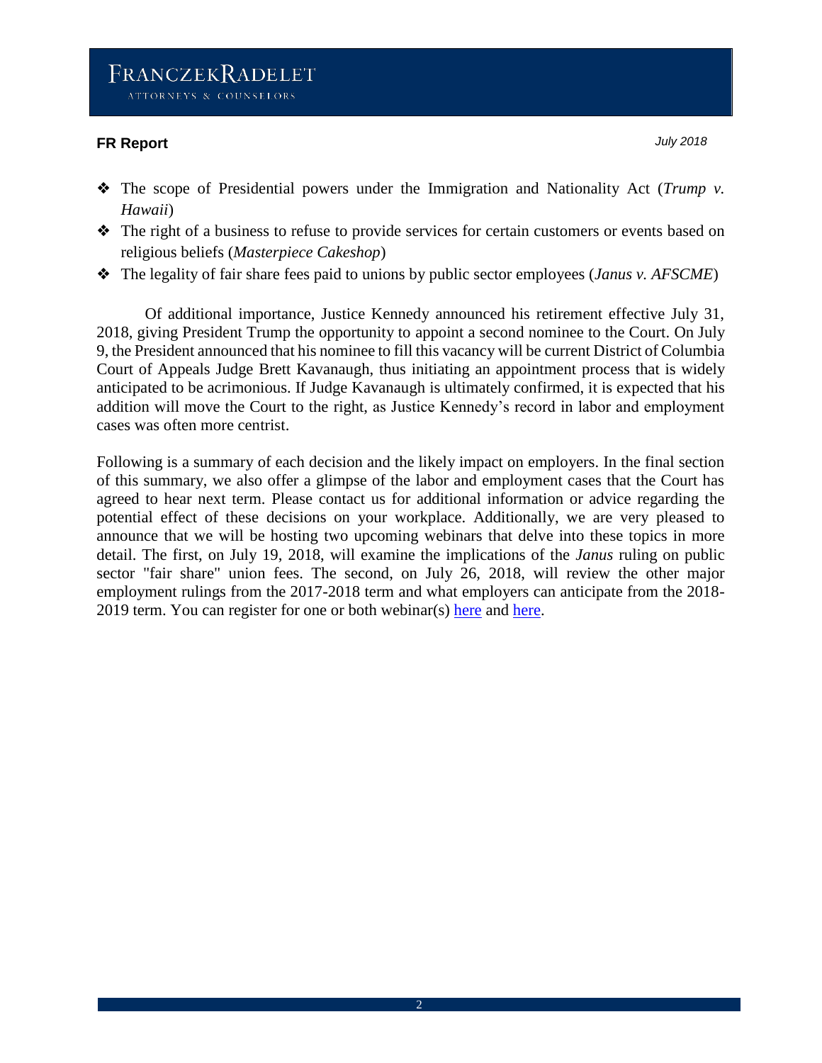- The scope of Presidential powers under the Immigration and Nationality Act (*Trump v. Hawaii*)
- The right of a business to refuse to provide services for certain customers or events based on religious beliefs (*Masterpiece Cakeshop*)
- The legality of fair share fees paid to unions by public sector employees (*Janus v. AFSCME*)

Of additional importance, Justice Kennedy announced his retirement effective July 31, 2018, giving President Trump the opportunity to appoint a second nominee to the Court. On July 9, the President announced that his nominee to fill this vacancy will be current District of Columbia Court of Appeals Judge Brett Kavanaugh, thus initiating an appointment process that is widely anticipated to be acrimonious. If Judge Kavanaugh is ultimately confirmed, it is expected that his addition will move the Court to the right, as Justice Kennedy's record in labor and employment cases was often more centrist.

Following is a summary of each decision and the likely impact on employers. In the final section of this summary, we also offer a glimpse of the labor and employment cases that the Court has agreed to hear next term. Please contact us for additional information or advice regarding the potential effect of these decisions on your workplace. Additionally, we are very pleased to announce that we will be hosting two upcoming webinars that delve into these topics in more detail. The first, on July 19, 2018, will examine the implications of the *Janus* ruling on public sector "fair share" union fees. The second, on July 26, 2018, will review the other major employment rulings from the 2017-2018 term and what employers can anticipate from the 2018-2019 term. You can register for one or both webinar(s) here and here.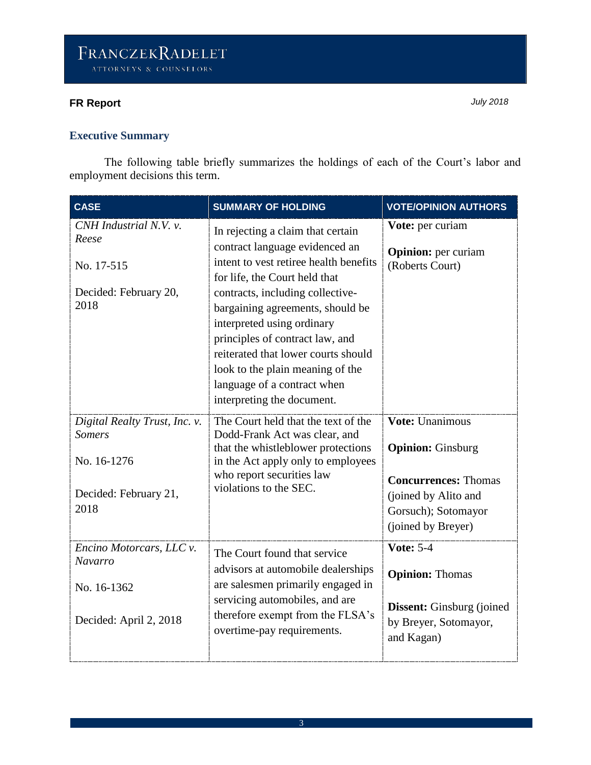**FR Report** *July 2018*

## Executive Summary

The following table briefly summarizes the holdings of each of the Court's labor and employment decisions this term.

| CASE | SUMMARY OF HOLDING | VOTE/OPINION AUTHORS |
|---|---|---|
| *CNH Industrial N.V. v. Reese*<br><br>No. 17-515<br><br>Decided: February 20, 2018 | In rejecting a claim that certain contract language evidenced an intent to vest retiree health benefits for life, the Court held that contracts, including collective-bargaining agreements, should be interpreted using ordinary principles of contract law, and reiterated that lower courts should look to the plain meaning of the language of a contract when interpreting the document. | **Vote:** per curiam<br><br>**Opinion:** per curiam (Roberts Court) |
| *Digital Realty Trust, Inc. v. Somers*<br><br>No. 16-1276<br><br>Decided: February 21, 2018 | The Court held that the text of the Dodd-Frank Act was clear, and that the whistleblower protections in the Act apply only to employees who report securities law violations to the SEC. | **Vote:** Unanimous<br><br>**Opinion:** Ginsburg<br><br>**Concurrences:** Thomas (joined by Alito and Gorsuch); Sotomayor (joined by Breyer) |
| *Encino Motorcars, LLC v. Navarro*<br><br>No. 16-1362<br><br>Decided: April 2, 2018 | The Court found that service advisors at automobile dealerships are salesmen primarily engaged in servicing automobiles, and are therefore exempt from the FLSA's overtime-pay requirements. | **Vote:** 5-4<br><br>**Opinion:** Thomas<br><br>**Dissent:** Ginsburg (joined by Breyer, Sotomayor, and Kagan) |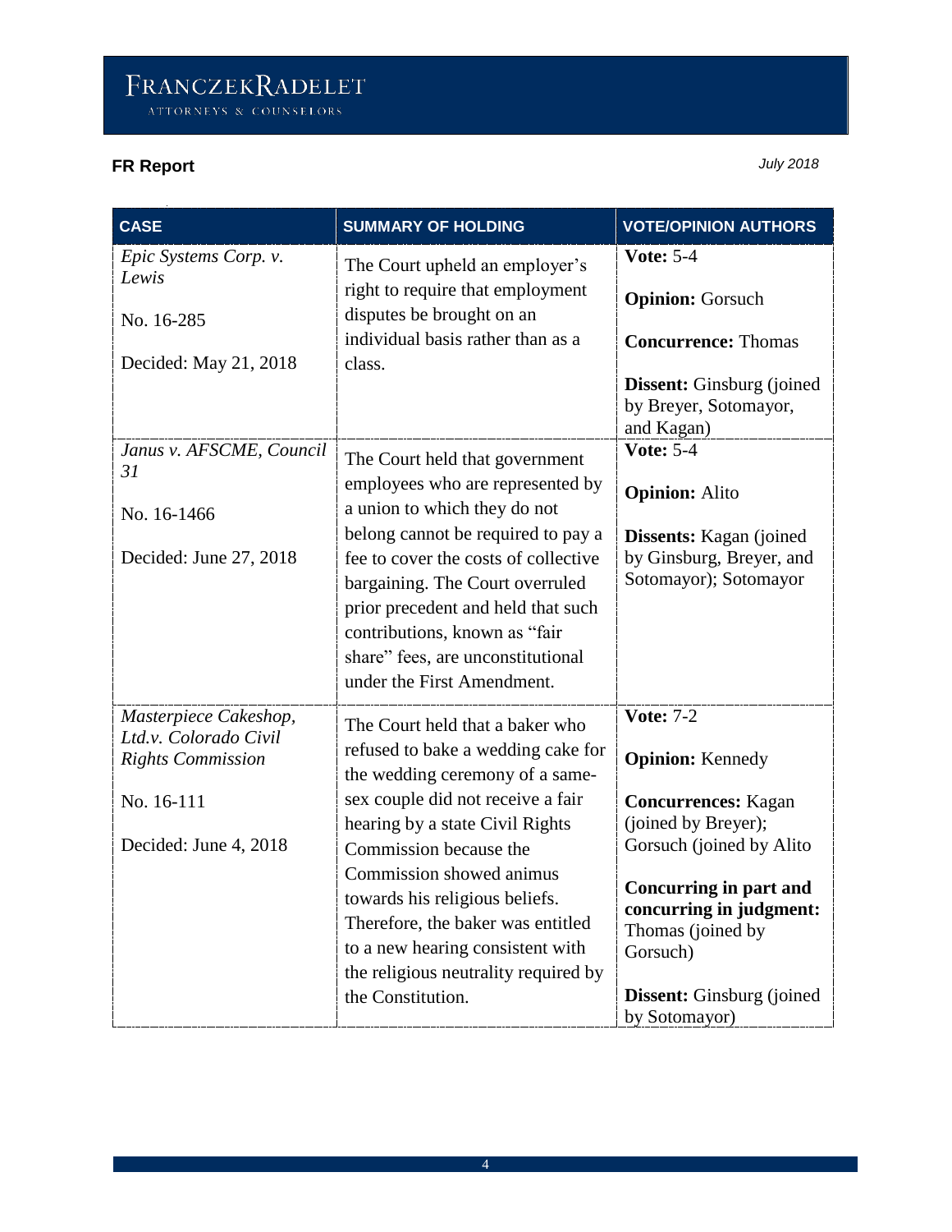| CASE | SUMMARY OF HOLDING | VOTE/OPINION AUTHORS |
|---|---|---|
| *Epic Systems Corp. v. Lewis*<br><br>No. 16-285<br><br>Decided: May 21, 2018 | The Court upheld an employer's right to require that employment disputes be brought on an individual basis rather than as a class. | **Vote:** 5-4<br><br>**Opinion:** Gorsuch<br><br>**Concurrence:** Thomas<br><br>**Dissent:** Ginsburg (joined by Breyer, Sotomayor, and Kagan) |
| *Janus v. AFSCME, Council 31*<br><br>No. 16-1466<br><br>Decided: June 27, 2018 | The Court held that government employees who are represented by a union to which they do not belong cannot be required to pay a fee to cover the costs of collective bargaining. The Court overruled prior precedent and held that such contributions, known as "fair share" fees, are unconstitutional under the First Amendment. | **Vote:** 5-4<br><br>**Opinion:** Alito<br><br>**Dissents:** Kagan (joined by Ginsburg, Breyer, and Sotomayor); Sotomayor |
| *Masterpiece Cakeshop, Ltd.v. Colorado Civil Rights Commission*<br><br>No. 16-111<br><br>Decided: June 4, 2018 | The Court held that a baker who refused to bake a wedding cake for the wedding ceremony of a same-sex couple did not receive a fair hearing by a state Civil Rights Commission because the Commission showed animus towards his religious beliefs. Therefore, the baker was entitled to a new hearing consistent with the religious neutrality required by the Constitution. | **Vote:** 7-2<br><br>**Opinion:** Kennedy<br><br>**Concurrences:** Kagan (joined by Breyer); Gorsuch (joined by Alito<br><br>**Concurring in part and concurring in judgment:** Thomas (joined by Gorsuch)<br><br>**Dissent:** Ginsburg (joined by Sotomayor) |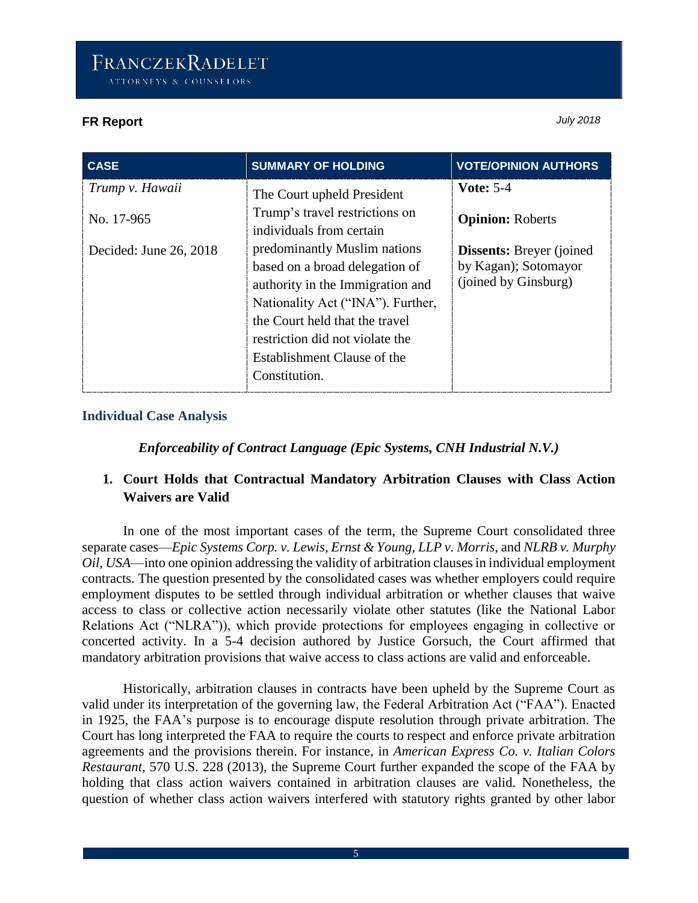| CASE | SUMMARY OF HOLDING | VOTE/OPINION AUTHORS |
|---|---|---|
| *Trump v. Hawaii*<br><br>No. 17-965<br><br>Decided: June 26, 2018 | The Court upheld President Trump's travel restrictions on individuals from certain predominantly Muslim nations based on a broad delegation of authority in the Immigration and Nationality Act ("INA"). Further, the Court held that the travel restriction did not violate the Establishment Clause of the Constitution. | **Vote:** 5-4<br><br>**Opinion:** Roberts<br><br>**Dissents:** Breyer (joined by Kagan); Sotomayor (joined by Ginsburg) |

## Individual Case Analysis

### *Enforceability of Contract Language (Epic Systems, CNH Industrial N.V.)*

### 1. Court Holds that Contractual Mandatory Arbitration Clauses with Class Action Waivers are Valid

In one of the most important cases of the term, the Supreme Court consolidated three separate cases—*Epic Systems Corp. v. Lewis*, *Ernst & Young, LLP v. Morris*, and *NLRB v. Murphy Oil, USA*—into one opinion addressing the validity of arbitration clauses in individual employment contracts. The question presented by the consolidated cases was whether employers could require employment disputes to be settled through individual arbitration or whether clauses that waive access to class or collective action necessarily violate other statutes (like the National Labor Relations Act ("NLRA")), which provide protections for employees engaging in collective or concerted activity. In a 5-4 decision authored by Justice Gorsuch, the Court affirmed that mandatory arbitration provisions that waive access to class actions are valid and enforceable.

Historically, arbitration clauses in contracts have been upheld by the Supreme Court as valid under its interpretation of the governing law, the Federal Arbitration Act ("FAA"). Enacted in 1925, the FAA's purpose is to encourage dispute resolution through private arbitration. The Court has long interpreted the FAA to require the courts to respect and enforce private arbitration agreements and the provisions therein. For instance, in *American Express Co. v. Italian Colors Restaurant*, 570 U.S. 228 (2013), the Supreme Court further expanded the scope of the FAA by holding that class action waivers contained in arbitration clauses are valid. Nonetheless, the question of whether class action waivers interfered with statutory rights granted by other labor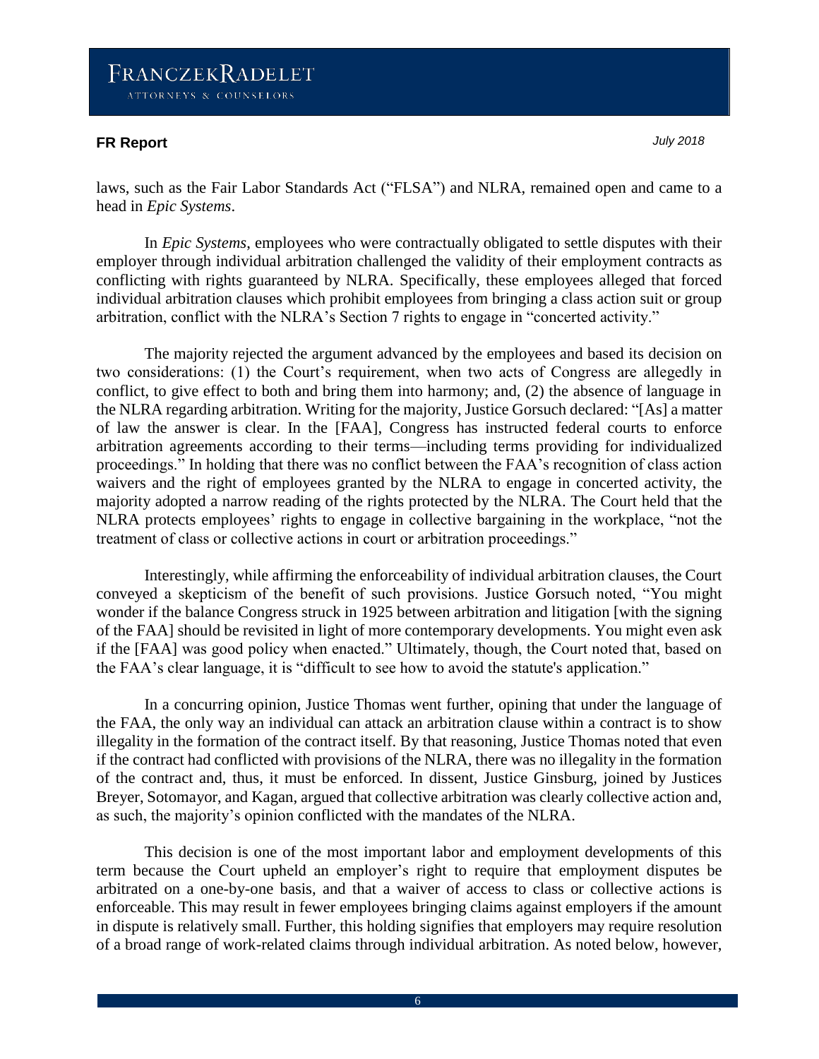laws, such as the Fair Labor Standards Act ("FLSA") and NLRA, remained open and came to a head in *Epic Systems*.

In *Epic Systems*, employees who were contractually obligated to settle disputes with their employer through individual arbitration challenged the validity of their employment contracts as conflicting with rights guaranteed by NLRA. Specifically, these employees alleged that forced individual arbitration clauses which prohibit employees from bringing a class action suit or group arbitration, conflict with the NLRA's Section 7 rights to engage in "concerted activity."

The majority rejected the argument advanced by the employees and based its decision on two considerations: (1) the Court's requirement, when two acts of Congress are allegedly in conflict, to give effect to both and bring them into harmony; and, (2) the absence of language in the NLRA regarding arbitration. Writing for the majority, Justice Gorsuch declared: "[As] a matter of law the answer is clear. In the [FAA], Congress has instructed federal courts to enforce arbitration agreements according to their terms—including terms providing for individualized proceedings." In holding that there was no conflict between the FAA's recognition of class action waivers and the right of employees granted by the NLRA to engage in concerted activity, the majority adopted a narrow reading of the rights protected by the NLRA. The Court held that the NLRA protects employees' rights to engage in collective bargaining in the workplace, "not the treatment of class or collective actions in court or arbitration proceedings."

Interestingly, while affirming the enforceability of individual arbitration clauses, the Court conveyed a skepticism of the benefit of such provisions. Justice Gorsuch noted, "You might wonder if the balance Congress struck in 1925 between arbitration and litigation [with the signing of the FAA] should be revisited in light of more contemporary developments. You might even ask if the [FAA] was good policy when enacted." Ultimately, though, the Court noted that, based on the FAA's clear language, it is "difficult to see how to avoid the statute's application."

In a concurring opinion, Justice Thomas went further, opining that under the language of the FAA, the only way an individual can attack an arbitration clause within a contract is to show illegality in the formation of the contract itself. By that reasoning, Justice Thomas noted that even if the contract had conflicted with provisions of the NLRA, there was no illegality in the formation of the contract and, thus, it must be enforced. In dissent, Justice Ginsburg, joined by Justices Breyer, Sotomayor, and Kagan, argued that collective arbitration was clearly collective action and, as such, the majority's opinion conflicted with the mandates of the NLRA.

This decision is one of the most important labor and employment developments of this term because the Court upheld an employer's right to require that employment disputes be arbitrated on a one-by-one basis, and that a waiver of access to class or collective actions is enforceable. This may result in fewer employees bringing claims against employers if the amount in dispute is relatively small. Further, this holding signifies that employers may require resolution of a broad range of work-related claims through individual arbitration. As noted below, however,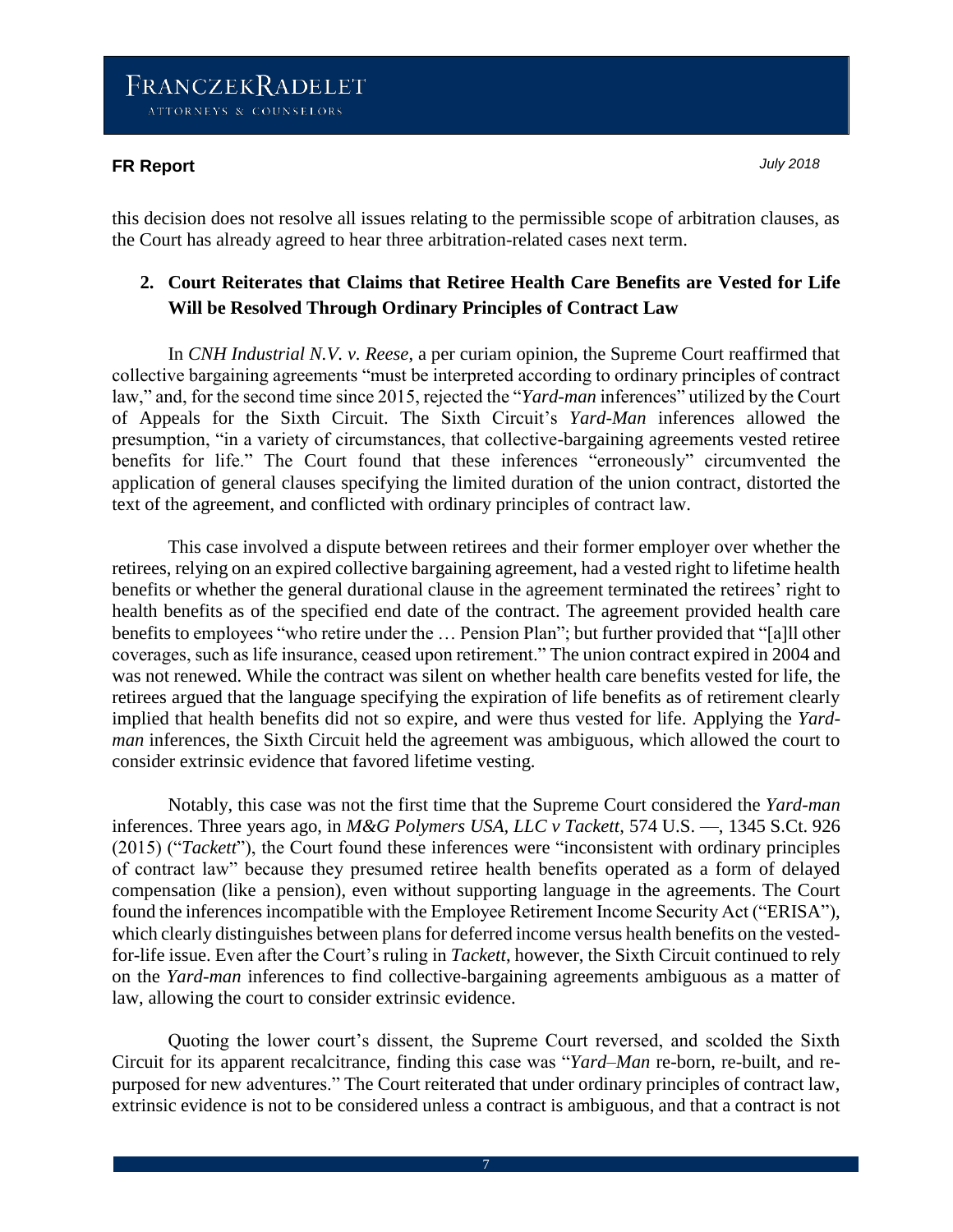this decision does not resolve all issues relating to the permissible scope of arbitration clauses, as the Court has already agreed to hear three arbitration-related cases next term.

## 2. Court Reiterates that Claims that Retiree Health Care Benefits are Vested for Life Will be Resolved Through Ordinary Principles of Contract Law

In *CNH Industrial N.V. v. Reese*, a per curiam opinion, the Supreme Court reaffirmed that collective bargaining agreements "must be interpreted according to ordinary principles of contract law," and, for the second time since 2015, rejected the "*Yard-man* inferences" utilized by the Court of Appeals for the Sixth Circuit. The Sixth Circuit's *Yard-Man* inferences allowed the presumption, "in a variety of circumstances, that collective-bargaining agreements vested retiree benefits for life." The Court found that these inferences "erroneously" circumvented the application of general clauses specifying the limited duration of the union contract, distorted the text of the agreement, and conflicted with ordinary principles of contract law.

This case involved a dispute between retirees and their former employer over whether the retirees, relying on an expired collective bargaining agreement, had a vested right to lifetime health benefits or whether the general durational clause in the agreement terminated the retirees' right to health benefits as of the specified end date of the contract. The agreement provided health care benefits to employees "who retire under the … Pension Plan"; but further provided that "[a]ll other coverages, such as life insurance, ceased upon retirement." The union contract expired in 2004 and was not renewed. While the contract was silent on whether health care benefits vested for life, the retirees argued that the language specifying the expiration of life benefits as of retirement clearly implied that health benefits did not so expire, and were thus vested for life. Applying the *Yard-man* inferences, the Sixth Circuit held the agreement was ambiguous, which allowed the court to consider extrinsic evidence that favored lifetime vesting.

Notably, this case was not the first time that the Supreme Court considered the *Yard-man* inferences. Three years ago, in *M&G Polymers USA, LLC v Tackett*, 574 U.S. —, 1345 S.Ct. 926 (2015) ("*Tackett*"), the Court found these inferences were "inconsistent with ordinary principles of contract law" because they presumed retiree health benefits operated as a form of delayed compensation (like a pension), even without supporting language in the agreements. The Court found the inferences incompatible with the Employee Retirement Income Security Act ("ERISA"), which clearly distinguishes between plans for deferred income versus health benefits on the vested-for-life issue. Even after the Court's ruling in *Tackett*, however, the Sixth Circuit continued to rely on the *Yard-man* inferences to find collective-bargaining agreements ambiguous as a matter of law, allowing the court to consider extrinsic evidence.

Quoting the lower court's dissent, the Supreme Court reversed, and scolded the Sixth Circuit for its apparent recalcitrance, finding this case was "*Yard–Man* re-born, re-built, and re-purposed for new adventures." The Court reiterated that under ordinary principles of contract law, extrinsic evidence is not to be considered unless a contract is ambiguous, and that a contract is not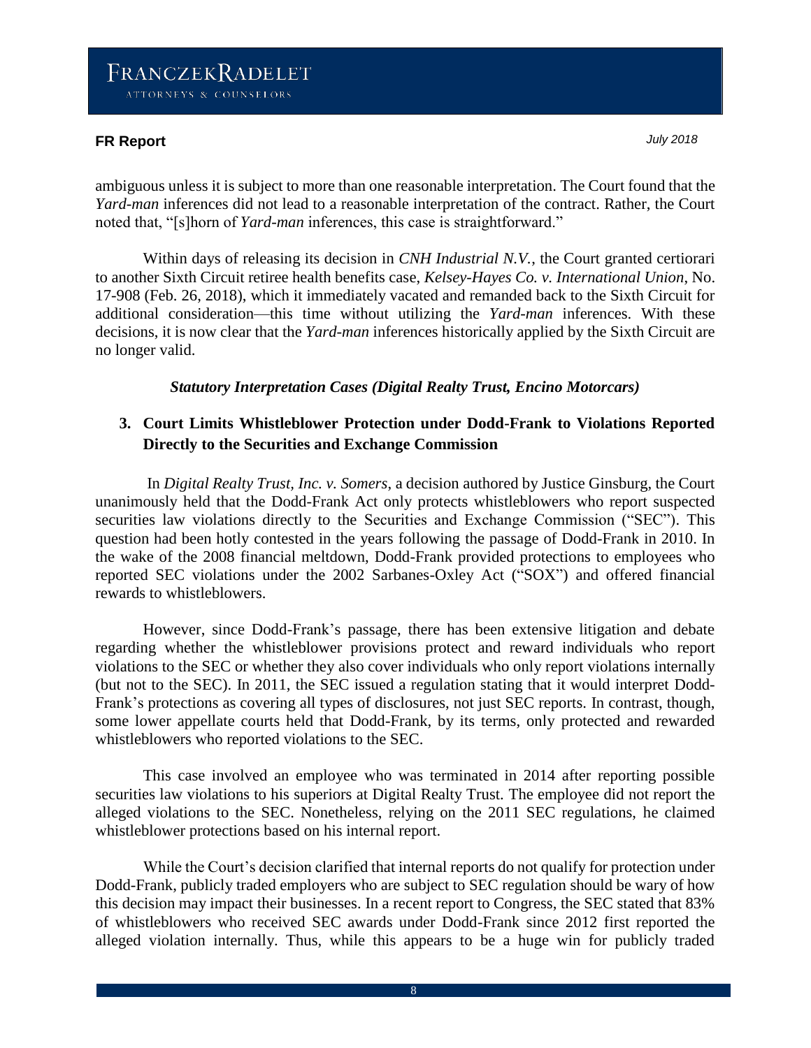ambiguous unless it is subject to more than one reasonable interpretation. The Court found that the *Yard-man* inferences did not lead to a reasonable interpretation of the contract. Rather, the Court noted that, "[s]horn of *Yard-man* inferences, this case is straightforward."

Within days of releasing its decision in *CNH Industrial N.V.*, the Court granted certiorari to another Sixth Circuit retiree health benefits case, *Kelsey-Hayes Co. v. International Union*, No. 17-908 (Feb. 26, 2018), which it immediately vacated and remanded back to the Sixth Circuit for additional consideration—this time without utilizing the *Yard-man* inferences. With these decisions, it is now clear that the *Yard-man* inferences historically applied by the Sixth Circuit are no longer valid.

***Statutory Interpretation Cases (Digital Realty Trust, Encino Motorcars)***

### 3. Court Limits Whistleblower Protection under Dodd-Frank to Violations Reported Directly to the Securities and Exchange Commission

In *Digital Realty Trust, Inc. v. Somers*, a decision authored by Justice Ginsburg, the Court unanimously held that the Dodd-Frank Act only protects whistleblowers who report suspected securities law violations directly to the Securities and Exchange Commission ("SEC"). This question had been hotly contested in the years following the passage of Dodd-Frank in 2010. In the wake of the 2008 financial meltdown, Dodd-Frank provided protections to employees who reported SEC violations under the 2002 Sarbanes-Oxley Act ("SOX") and offered financial rewards to whistleblowers.

However, since Dodd-Frank's passage, there has been extensive litigation and debate regarding whether the whistleblower provisions protect and reward individuals who report violations to the SEC or whether they also cover individuals who only report violations internally (but not to the SEC). In 2011, the SEC issued a regulation stating that it would interpret Dodd-Frank's protections as covering all types of disclosures, not just SEC reports. In contrast, though, some lower appellate courts held that Dodd-Frank, by its terms, only protected and rewarded whistleblowers who reported violations to the SEC.

This case involved an employee who was terminated in 2014 after reporting possible securities law violations to his superiors at Digital Realty Trust. The employee did not report the alleged violations to the SEC. Nonetheless, relying on the 2011 SEC regulations, he claimed whistleblower protections based on his internal report.

While the Court's decision clarified that internal reports do not qualify for protection under Dodd-Frank, publicly traded employers who are subject to SEC regulation should be wary of how this decision may impact their businesses. In a recent report to Congress, the SEC stated that 83% of whistleblowers who received SEC awards under Dodd-Frank since 2012 first reported the alleged violation internally. Thus, while this appears to be a huge win for publicly traded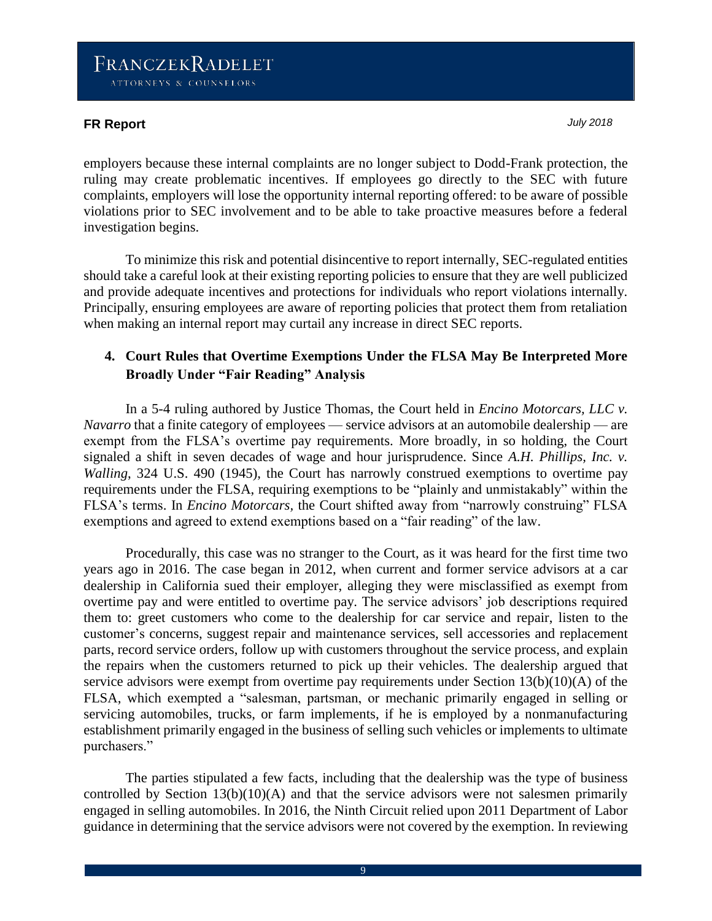employers because these internal complaints are no longer subject to Dodd-Frank protection, the ruling may create problematic incentives. If employees go directly to the SEC with future complaints, employers will lose the opportunity internal reporting offered: to be aware of possible violations prior to SEC involvement and to be able to take proactive measures before a federal investigation begins.

To minimize this risk and potential disincentive to report internally, SEC-regulated entities should take a careful look at their existing reporting policies to ensure that they are well publicized and provide adequate incentives and protections for individuals who report violations internally. Principally, ensuring employees are aware of reporting policies that protect them from retaliation when making an internal report may curtail any increase in direct SEC reports.

### 4. Court Rules that Overtime Exemptions Under the FLSA May Be Interpreted More Broadly Under "Fair Reading" Analysis

In a 5-4 ruling authored by Justice Thomas, the Court held in *Encino Motorcars, LLC v. Navarro* that a finite category of employees — service advisors at an automobile dealership — are exempt from the FLSA's overtime pay requirements. More broadly, in so holding, the Court signaled a shift in seven decades of wage and hour jurisprudence. Since *A.H. Phillips, Inc. v. Walling*, 324 U.S. 490 (1945), the Court has narrowly construed exemptions to overtime pay requirements under the FLSA, requiring exemptions to be "plainly and unmistakably" within the FLSA's terms. In *Encino Motorcars,* the Court shifted away from "narrowly construing" FLSA exemptions and agreed to extend exemptions based on a "fair reading" of the law.

Procedurally, this case was no stranger to the Court, as it was heard for the first time two years ago in 2016. The case began in 2012, when current and former service advisors at a car dealership in California sued their employer, alleging they were misclassified as exempt from overtime pay and were entitled to overtime pay. The service advisors' job descriptions required them to: greet customers who come to the dealership for car service and repair, listen to the customer's concerns, suggest repair and maintenance services, sell accessories and replacement parts, record service orders, follow up with customers throughout the service process, and explain the repairs when the customers returned to pick up their vehicles. The dealership argued that service advisors were exempt from overtime pay requirements under Section 13(b)(10)(A) of the FLSA, which exempted a "salesman, partsman, or mechanic primarily engaged in selling or servicing automobiles, trucks, or farm implements, if he is employed by a nonmanufacturing establishment primarily engaged in the business of selling such vehicles or implements to ultimate purchasers."

The parties stipulated a few facts, including that the dealership was the type of business controlled by Section 13(b)(10)(A) and that the service advisors were not salesmen primarily engaged in selling automobiles. In 2016, the Ninth Circuit relied upon 2011 Department of Labor guidance in determining that the service advisors were not covered by the exemption. In reviewing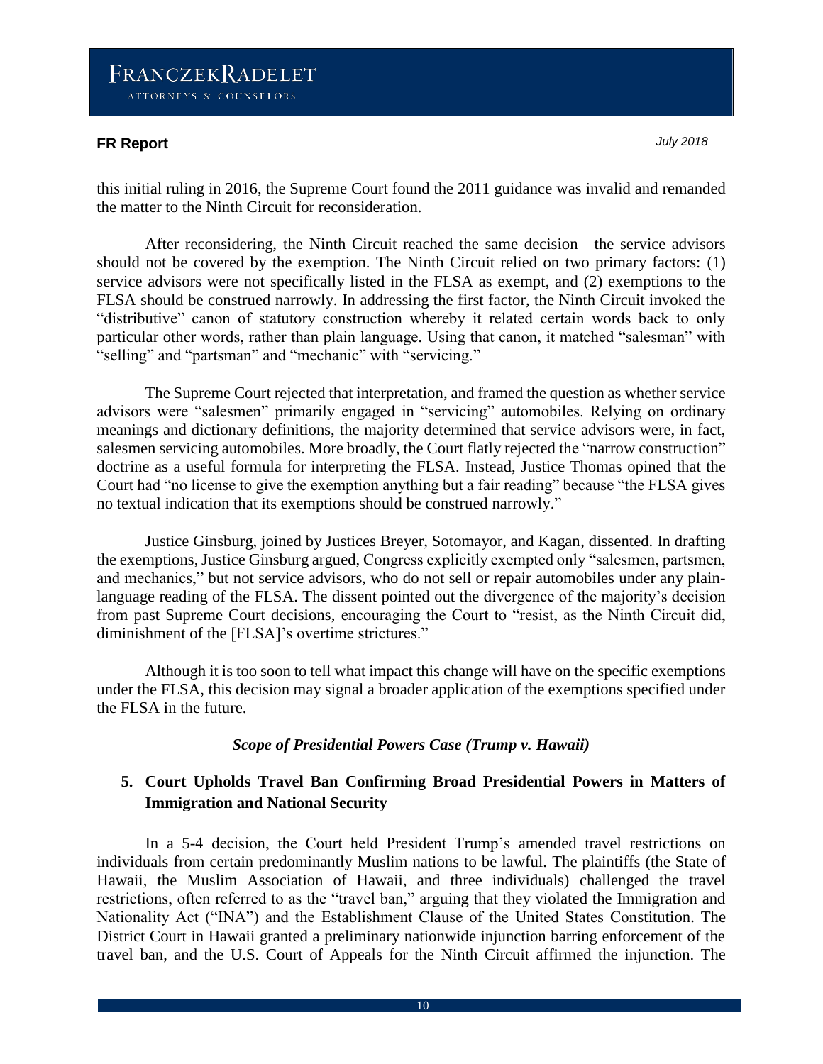this initial ruling in 2016, the Supreme Court found the 2011 guidance was invalid and remanded the matter to the Ninth Circuit for reconsideration.

After reconsidering, the Ninth Circuit reached the same decision—the service advisors should not be covered by the exemption. The Ninth Circuit relied on two primary factors: (1) service advisors were not specifically listed in the FLSA as exempt, and (2) exemptions to the FLSA should be construed narrowly. In addressing the first factor, the Ninth Circuit invoked the "distributive" canon of statutory construction whereby it related certain words back to only particular other words, rather than plain language. Using that canon, it matched "salesman" with "selling" and "partsman" and "mechanic" with "servicing."

The Supreme Court rejected that interpretation, and framed the question as whether service advisors were "salesmen" primarily engaged in "servicing" automobiles. Relying on ordinary meanings and dictionary definitions, the majority determined that service advisors were, in fact, salesmen servicing automobiles. More broadly, the Court flatly rejected the "narrow construction" doctrine as a useful formula for interpreting the FLSA. Instead, Justice Thomas opined that the Court had "no license to give the exemption anything but a fair reading" because "the FLSA gives no textual indication that its exemptions should be construed narrowly."

Justice Ginsburg, joined by Justices Breyer, Sotomayor, and Kagan, dissented. In drafting the exemptions, Justice Ginsburg argued, Congress explicitly exempted only "salesmen, partsmen, and mechanics," but not service advisors, who do not sell or repair automobiles under any plain-language reading of the FLSA. The dissent pointed out the divergence of the majority's decision from past Supreme Court decisions, encouraging the Court to "resist, as the Ninth Circuit did, diminishment of the [FLSA]'s overtime strictures."

Although it is too soon to tell what impact this change will have on the specific exemptions under the FLSA, this decision may signal a broader application of the exemptions specified under the FLSA in the future.

### *Scope of Presidential Powers Case (Trump v. Hawaii)*

### 5. Court Upholds Travel Ban Confirming Broad Presidential Powers in Matters of Immigration and National Security

In a 5-4 decision, the Court held President Trump's amended travel restrictions on individuals from certain predominantly Muslim nations to be lawful. The plaintiffs (the State of Hawaii, the Muslim Association of Hawaii, and three individuals) challenged the travel restrictions, often referred to as the "travel ban," arguing that they violated the Immigration and Nationality Act ("INA") and the Establishment Clause of the United States Constitution. The District Court in Hawaii granted a preliminary nationwide injunction barring enforcement of the travel ban, and the U.S. Court of Appeals for the Ninth Circuit affirmed the injunction. The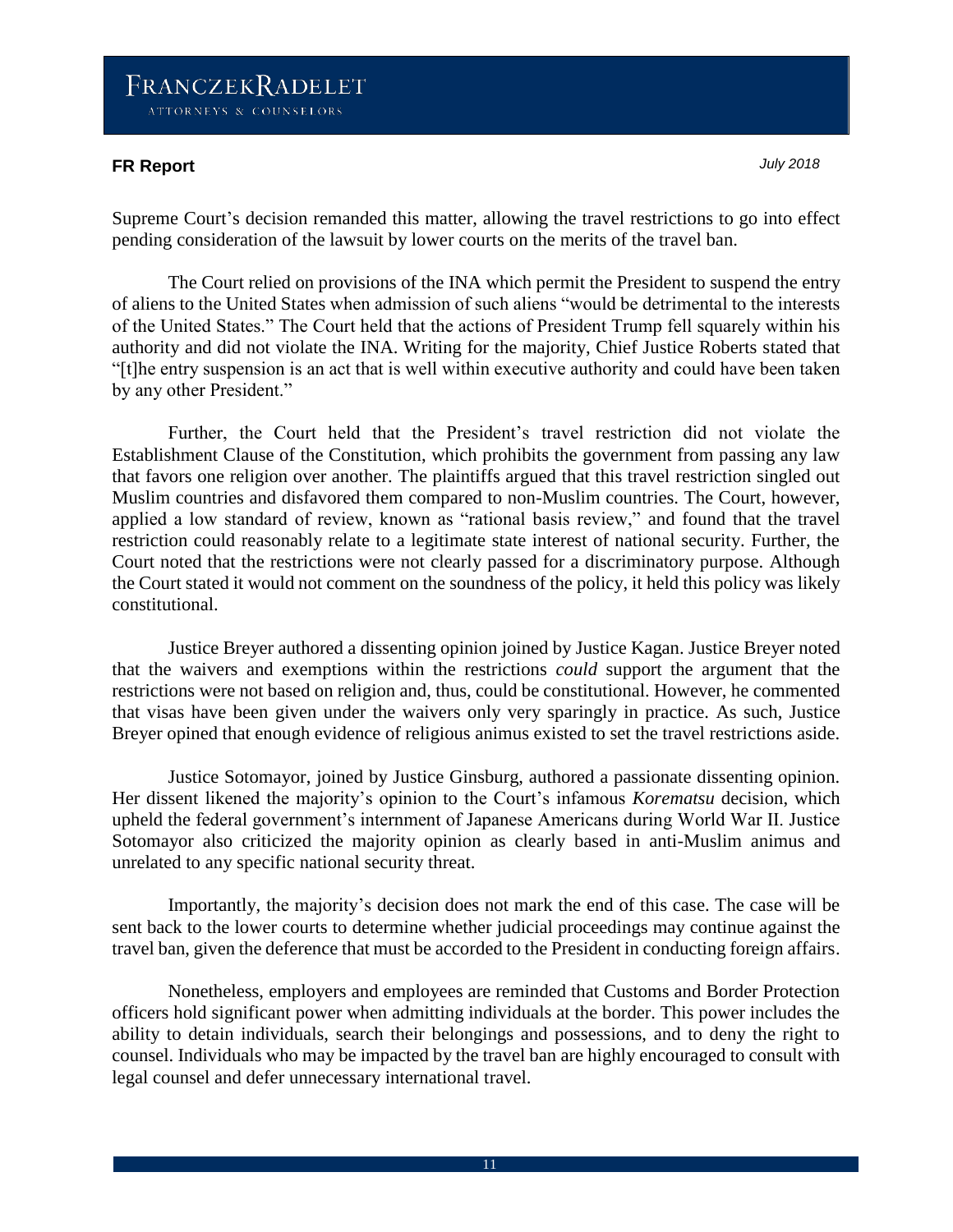Supreme Court's decision remanded this matter, allowing the travel restrictions to go into effect pending consideration of the lawsuit by lower courts on the merits of the travel ban.

The Court relied on provisions of the INA which permit the President to suspend the entry of aliens to the United States when admission of such aliens "would be detrimental to the interests of the United States." The Court held that the actions of President Trump fell squarely within his authority and did not violate the INA. Writing for the majority, Chief Justice Roberts stated that "[t]he entry suspension is an act that is well within executive authority and could have been taken by any other President."

Further, the Court held that the President's travel restriction did not violate the Establishment Clause of the Constitution, which prohibits the government from passing any law that favors one religion over another. The plaintiffs argued that this travel restriction singled out Muslim countries and disfavored them compared to non-Muslim countries. The Court, however, applied a low standard of review, known as "rational basis review," and found that the travel restriction could reasonably relate to a legitimate state interest of national security. Further, the Court noted that the restrictions were not clearly passed for a discriminatory purpose. Although the Court stated it would not comment on the soundness of the policy, it held this policy was likely constitutional.

Justice Breyer authored a dissenting opinion joined by Justice Kagan. Justice Breyer noted that the waivers and exemptions within the restrictions *could* support the argument that the restrictions were not based on religion and, thus, could be constitutional. However, he commented that visas have been given under the waivers only very sparingly in practice. As such, Justice Breyer opined that enough evidence of religious animus existed to set the travel restrictions aside.

Justice Sotomayor, joined by Justice Ginsburg, authored a passionate dissenting opinion. Her dissent likened the majority's opinion to the Court's infamous *Korematsu* decision, which upheld the federal government's internment of Japanese Americans during World War II. Justice Sotomayor also criticized the majority opinion as clearly based in anti-Muslim animus and unrelated to any specific national security threat.

Importantly, the majority's decision does not mark the end of this case. The case will be sent back to the lower courts to determine whether judicial proceedings may continue against the travel ban, given the deference that must be accorded to the President in conducting foreign affairs.

Nonetheless, employers and employees are reminded that Customs and Border Protection officers hold significant power when admitting individuals at the border. This power includes the ability to detain individuals, search their belongings and possessions, and to deny the right to counsel. Individuals who may be impacted by the travel ban are highly encouraged to consult with legal counsel and defer unnecessary international travel.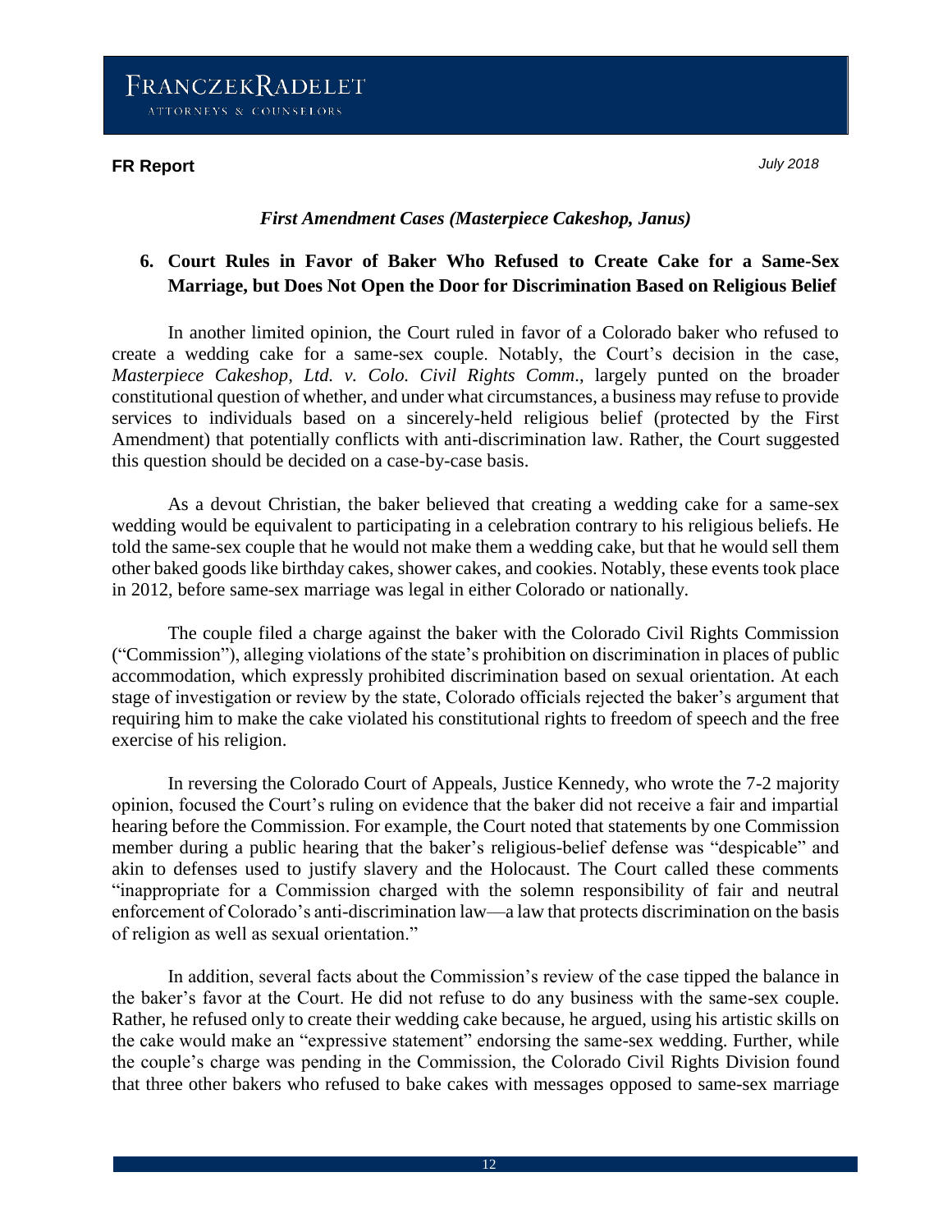### *First Amendment Cases (Masterpiece Cakeshop, Janus)*

## 6. Court Rules in Favor of Baker Who Refused to Create Cake for a Same-Sex Marriage, but Does Not Open the Door for Discrimination Based on Religious Belief

In another limited opinion, the Court ruled in favor of a Colorado baker who refused to create a wedding cake for a same-sex couple. Notably, the Court's decision in the case, *Masterpiece Cakeshop, Ltd. v. Colo. Civil Rights Comm*., largely punted on the broader constitutional question of whether, and under what circumstances, a business may refuse to provide services to individuals based on a sincerely-held religious belief (protected by the First Amendment) that potentially conflicts with anti-discrimination law. Rather, the Court suggested this question should be decided on a case-by-case basis.

As a devout Christian, the baker believed that creating a wedding cake for a same-sex wedding would be equivalent to participating in a celebration contrary to his religious beliefs. He told the same-sex couple that he would not make them a wedding cake, but that he would sell them other baked goods like birthday cakes, shower cakes, and cookies. Notably, these events took place in 2012, before same-sex marriage was legal in either Colorado or nationally.

The couple filed a charge against the baker with the Colorado Civil Rights Commission ("Commission"), alleging violations of the state's prohibition on discrimination in places of public accommodation, which expressly prohibited discrimination based on sexual orientation. At each stage of investigation or review by the state, Colorado officials rejected the baker's argument that requiring him to make the cake violated his constitutional rights to freedom of speech and the free exercise of his religion.

In reversing the Colorado Court of Appeals, Justice Kennedy, who wrote the 7-2 majority opinion, focused the Court's ruling on evidence that the baker did not receive a fair and impartial hearing before the Commission. For example, the Court noted that statements by one Commission member during a public hearing that the baker's religious-belief defense was "despicable" and akin to defenses used to justify slavery and the Holocaust. The Court called these comments "inappropriate for a Commission charged with the solemn responsibility of fair and neutral enforcement of Colorado's anti-discrimination law—a law that protects discrimination on the basis of religion as well as sexual orientation."

In addition, several facts about the Commission's review of the case tipped the balance in the baker's favor at the Court. He did not refuse to do any business with the same-sex couple. Rather, he refused only to create their wedding cake because, he argued, using his artistic skills on the cake would make an "expressive statement" endorsing the same-sex wedding. Further, while the couple's charge was pending in the Commission, the Colorado Civil Rights Division found that three other bakers who refused to bake cakes with messages opposed to same-sex marriage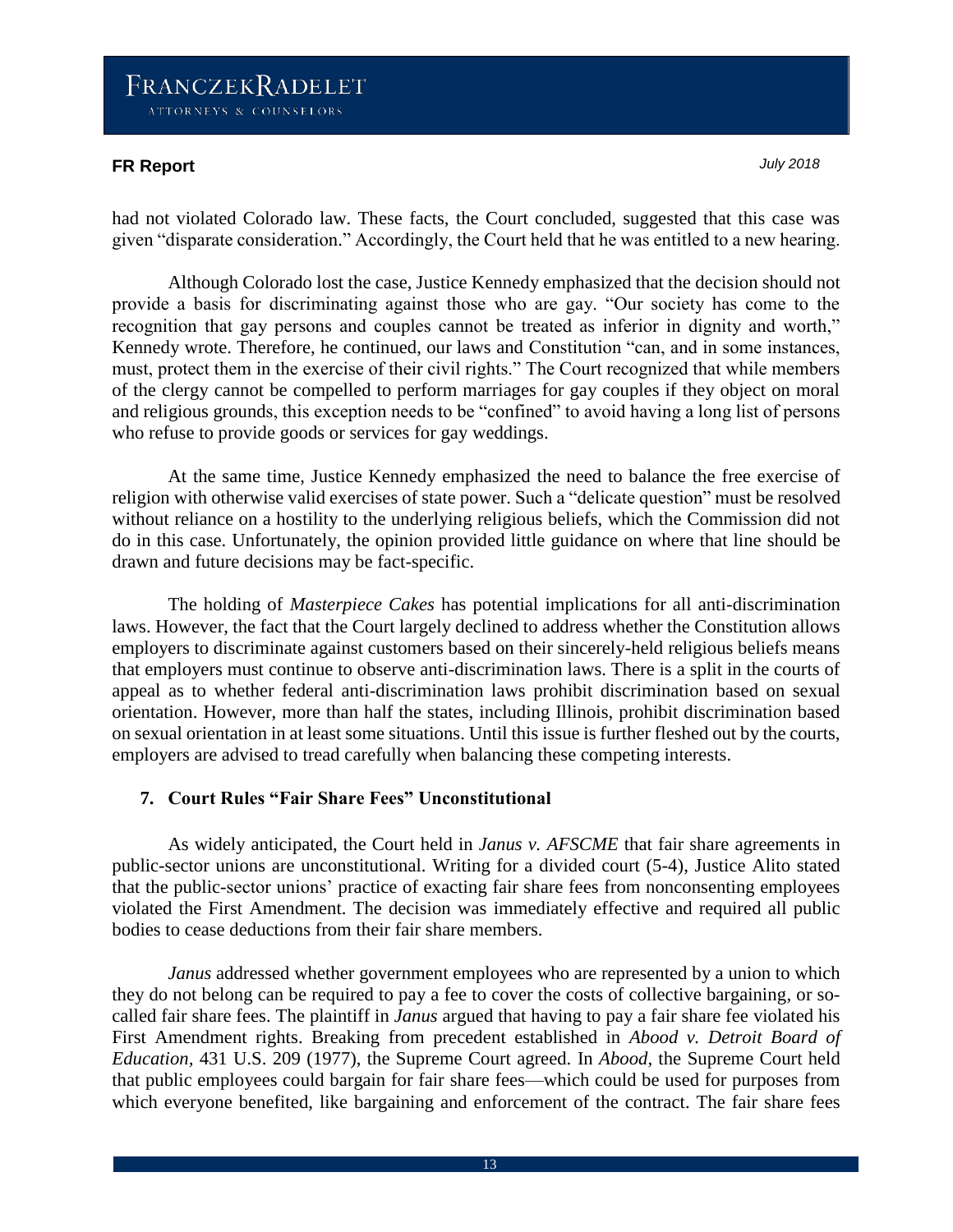had not violated Colorado law. These facts, the Court concluded, suggested that this case was given "disparate consideration." Accordingly, the Court held that he was entitled to a new hearing.

Although Colorado lost the case, Justice Kennedy emphasized that the decision should not provide a basis for discriminating against those who are gay. "Our society has come to the recognition that gay persons and couples cannot be treated as inferior in dignity and worth," Kennedy wrote. Therefore, he continued, our laws and Constitution "can, and in some instances, must, protect them in the exercise of their civil rights." The Court recognized that while members of the clergy cannot be compelled to perform marriages for gay couples if they object on moral and religious grounds, this exception needs to be "confined" to avoid having a long list of persons who refuse to provide goods or services for gay weddings.

At the same time, Justice Kennedy emphasized the need to balance the free exercise of religion with otherwise valid exercises of state power. Such a "delicate question" must be resolved without reliance on a hostility to the underlying religious beliefs, which the Commission did not do in this case. Unfortunately, the opinion provided little guidance on where that line should be drawn and future decisions may be fact-specific.

The holding of *Masterpiece Cakes* has potential implications for all anti-discrimination laws. However, the fact that the Court largely declined to address whether the Constitution allows employers to discriminate against customers based on their sincerely-held religious beliefs means that employers must continue to observe anti-discrimination laws. There is a split in the courts of appeal as to whether federal anti-discrimination laws prohibit discrimination based on sexual orientation. However, more than half the states, including Illinois, prohibit discrimination based on sexual orientation in at least some situations. Until this issue is further fleshed out by the courts, employers are advised to tread carefully when balancing these competing interests.

### 7. Court Rules "Fair Share Fees" Unconstitutional

As widely anticipated, the Court held in *Janus v. AFSCME* that fair share agreements in public-sector unions are unconstitutional. Writing for a divided court (5-4), Justice Alito stated that the public-sector unions' practice of exacting fair share fees from nonconsenting employees violated the First Amendment. The decision was immediately effective and required all public bodies to cease deductions from their fair share members.

*Janus* addressed whether government employees who are represented by a union to which they do not belong can be required to pay a fee to cover the costs of collective bargaining, or so-called fair share fees. The plaintiff in *Janus* argued that having to pay a fair share fee violated his First Amendment rights. Breaking from precedent established in *Abood v. Detroit Board of Education,* 431 U.S. 209 (1977), the Supreme Court agreed. In *Abood*, the Supreme Court held that public employees could bargain for fair share fees—which could be used for purposes from which everyone benefited, like bargaining and enforcement of the contract. The fair share fees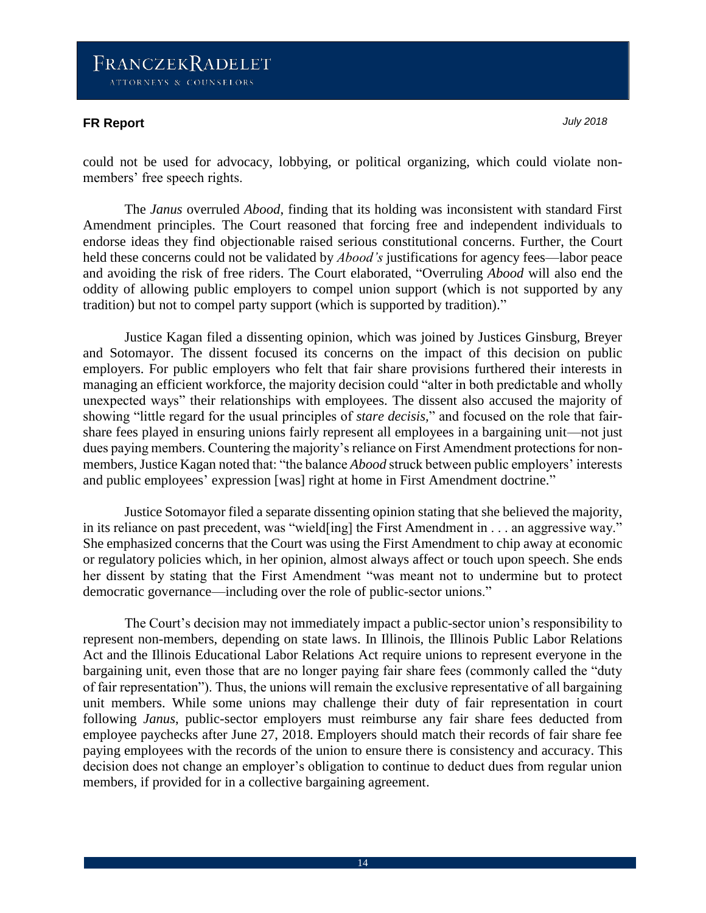could not be used for advocacy, lobbying, or political organizing, which could violate non-members' free speech rights.

The *Janus* overruled *Abood*, finding that its holding was inconsistent with standard First Amendment principles. The Court reasoned that forcing free and independent individuals to endorse ideas they find objectionable raised serious constitutional concerns. Further, the Court held these concerns could not be validated by *Abood's* justifications for agency fees—labor peace and avoiding the risk of free riders. The Court elaborated, "Overruling *Abood* will also end the oddity of allowing public employers to compel union support (which is not supported by any tradition) but not to compel party support (which is supported by tradition)."

Justice Kagan filed a dissenting opinion, which was joined by Justices Ginsburg, Breyer and Sotomayor. The dissent focused its concerns on the impact of this decision on public employers. For public employers who felt that fair share provisions furthered their interests in managing an efficient workforce, the majority decision could "alter in both predictable and wholly unexpected ways" their relationships with employees. The dissent also accused the majority of showing "little regard for the usual principles of *stare decisis*," and focused on the role that fair-share fees played in ensuring unions fairly represent all employees in a bargaining unit—not just dues paying members. Countering the majority's reliance on First Amendment protections for non-members, Justice Kagan noted that: "the balance *Abood* struck between public employers' interests and public employees' expression [was] right at home in First Amendment doctrine."

Justice Sotomayor filed a separate dissenting opinion stating that she believed the majority, in its reliance on past precedent, was "wield[ing] the First Amendment in . . . an aggressive way." She emphasized concerns that the Court was using the First Amendment to chip away at economic or regulatory policies which, in her opinion, almost always affect or touch upon speech. She ends her dissent by stating that the First Amendment "was meant not to undermine but to protect democratic governance—including over the role of public-sector unions."

The Court's decision may not immediately impact a public-sector union's responsibility to represent non-members, depending on state laws. In Illinois, the Illinois Public Labor Relations Act and the Illinois Educational Labor Relations Act require unions to represent everyone in the bargaining unit, even those that are no longer paying fair share fees (commonly called the "duty of fair representation"). Thus, the unions will remain the exclusive representative of all bargaining unit members. While some unions may challenge their duty of fair representation in court following *Janus*, public-sector employers must reimburse any fair share fees deducted from employee paychecks after June 27, 2018. Employers should match their records of fair share fee paying employees with the records of the union to ensure there is consistency and accuracy. This decision does not change an employer's obligation to continue to deduct dues from regular union members, if provided for in a collective bargaining agreement.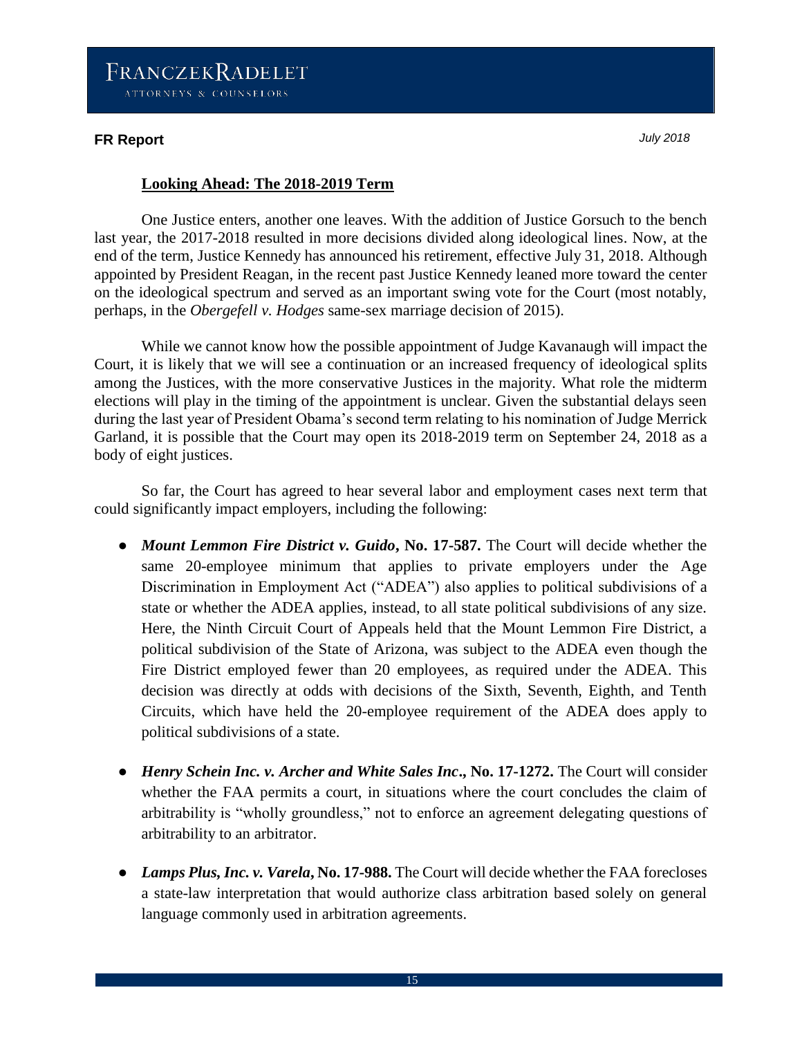### Looking Ahead: The 2018-2019 Term

One Justice enters, another one leaves. With the addition of Justice Gorsuch to the bench last year, the 2017-2018 resulted in more decisions divided along ideological lines. Now, at the end of the term, Justice Kennedy has announced his retirement, effective July 31, 2018. Although appointed by President Reagan, in the recent past Justice Kennedy leaned more toward the center on the ideological spectrum and served as an important swing vote for the Court (most notably, perhaps, in the *Obergefell v. Hodges* same-sex marriage decision of 2015).

While we cannot know how the possible appointment of Judge Kavanaugh will impact the Court, it is likely that we will see a continuation or an increased frequency of ideological splits among the Justices, with the more conservative Justices in the majority. What role the midterm elections will play in the timing of the appointment is unclear. Given the substantial delays seen during the last year of President Obama's second term relating to his nomination of Judge Merrick Garland, it is possible that the Court may open its 2018-2019 term on September 24, 2018 as a body of eight justices.

So far, the Court has agreed to hear several labor and employment cases next term that could significantly impact employers, including the following:

- ***Mount Lemmon Fire District v. Guido*, No. 17-587.** The Court will decide whether the same 20-employee minimum that applies to private employers under the Age Discrimination in Employment Act ("ADEA") also applies to political subdivisions of a state or whether the ADEA applies, instead, to all state political subdivisions of any size. Here, the Ninth Circuit Court of Appeals held that the Mount Lemmon Fire District, a political subdivision of the State of Arizona, was subject to the ADEA even though the Fire District employed fewer than 20 employees, as required under the ADEA. This decision was directly at odds with decisions of the Sixth, Seventh, Eighth, and Tenth Circuits, which have held the 20-employee requirement of the ADEA does apply to political subdivisions of a state.

- ***Henry Schein Inc. v. Archer and White Sales Inc*., No. 17-1272.** The Court will consider whether the FAA permits a court, in situations where the court concludes the claim of arbitrability is "wholly groundless," not to enforce an agreement delegating questions of arbitrability to an arbitrator.

- ***Lamps Plus, Inc. v. Varela*, No. 17-988.** The Court will decide whether the FAA forecloses a state-law interpretation that would authorize class arbitration based solely on general language commonly used in arbitration agreements.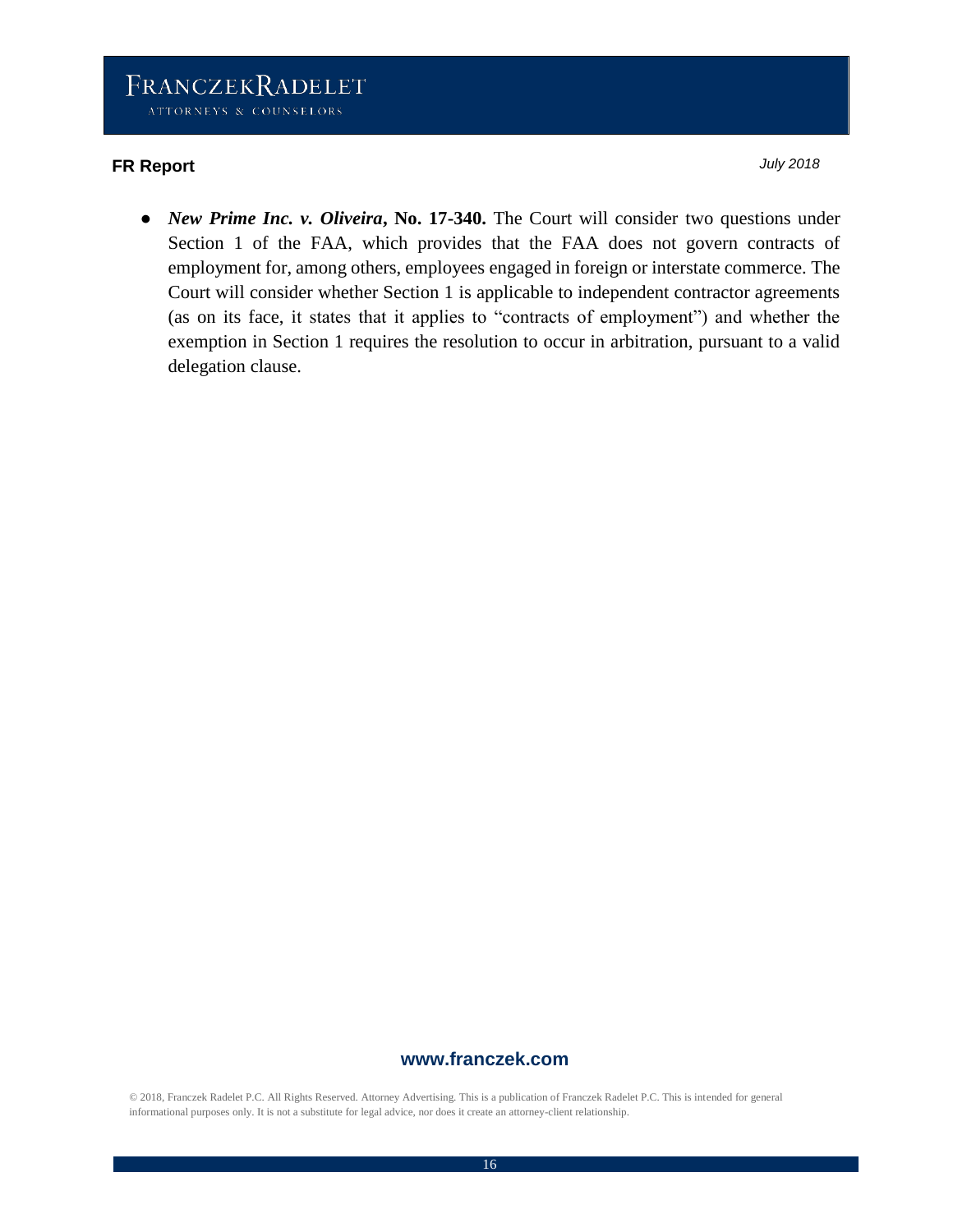- ***New Prime Inc. v. Oliveira*, No. 17-340.** The Court will consider two questions under Section 1 of the FAA, which provides that the FAA does not govern contracts of employment for, among others, employees engaged in foreign or interstate commerce. The Court will consider whether Section 1 is applicable to independent contractor agreements (as on its face, it states that it applies to "contracts of employment") and whether the exemption in Section 1 requires the resolution to occur in arbitration, pursuant to a valid delegation clause.

**www.franczek.com**

© 2018, Franczek Radelet P.C. All Rights Reserved. Attorney Advertising. This is a publication of Franczek Radelet P.C. This is intended for general informational purposes only. It is not a substitute for legal advice, nor does it create an attorney-client relationship.